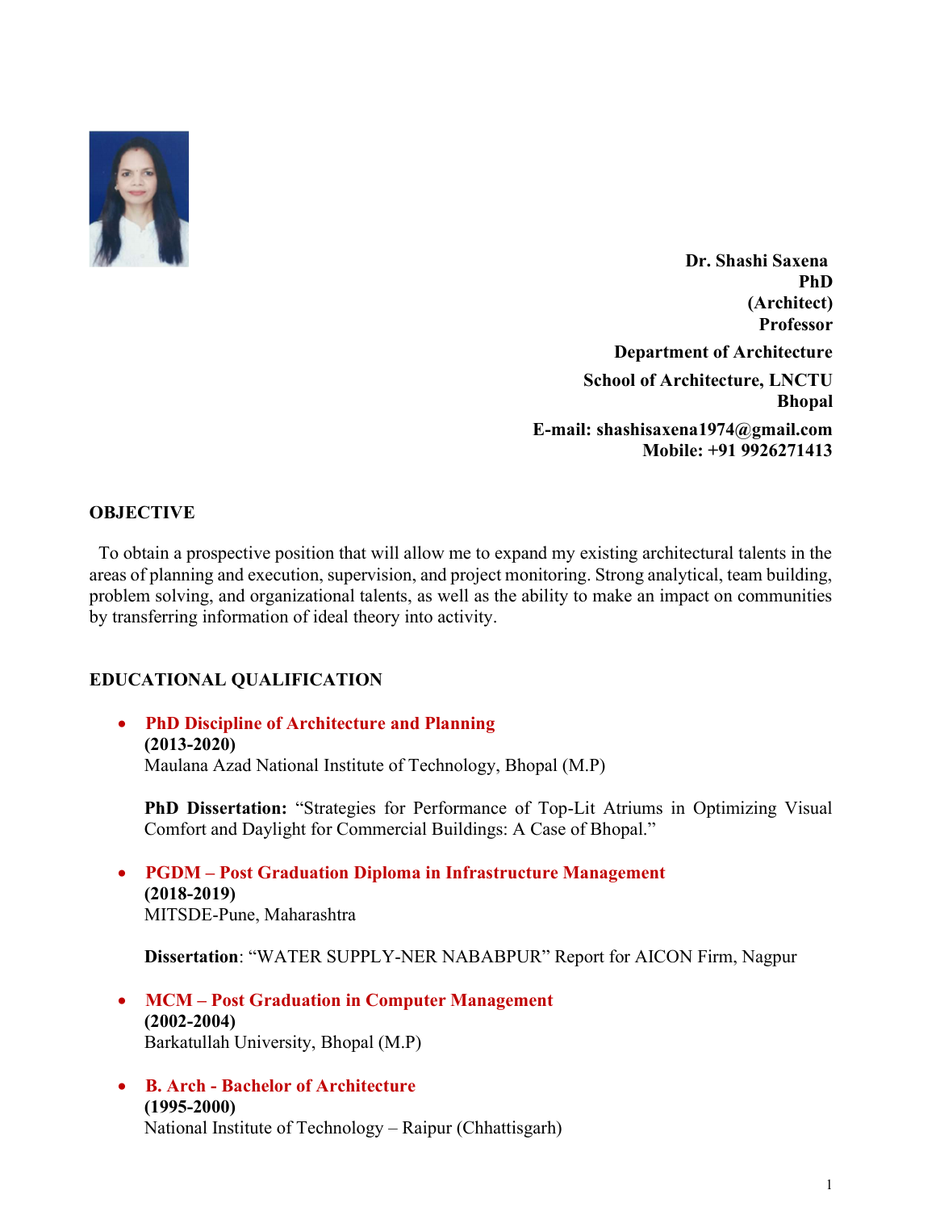**Dr. Shashi Saxena**
**PhD**
**(Architect)**
**Professor**

**Department of Architecture**

**School of Architecture, LNCTU**
**Bhopal**

**E-mail: shashisaxena1974@gmail.com**
**Mobile: +91 9926271413**

## OBJECTIVE

To obtain a prospective position that will allow me to expand my existing architectural talents in the areas of planning and execution, supervision, and project monitoring. Strong analytical, team building, problem solving, and organizational talents, as well as the ability to make an impact on communities by transferring information of ideal theory into activity.

## EDUCATIONAL QUALIFICATION

- **PhD Discipline of Architecture and Planning**
  **(2013-2020)**
  Maulana Azad National Institute of Technology, Bhopal (M.P)

  **PhD Dissertation:** "Strategies for Performance of Top-Lit Atriums in Optimizing Visual Comfort and Daylight for Commercial Buildings: A Case of Bhopal."

- **PGDM – Post Graduation Diploma in Infrastructure Management**
  **(2018-2019)**
  MITSDE-Pune, Maharashtra

  **Dissertation**: "WATER SUPPLY-NER NABABPUR" Report for AICON Firm, Nagpur

- **MCM – Post Graduation in Computer Management**
  **(2002-2004)**
  Barkatullah University, Bhopal (M.P)

- **B. Arch - Bachelor of Architecture**
  **(1995-2000)**
  National Institute of Technology – Raipur (Chhattisgarh)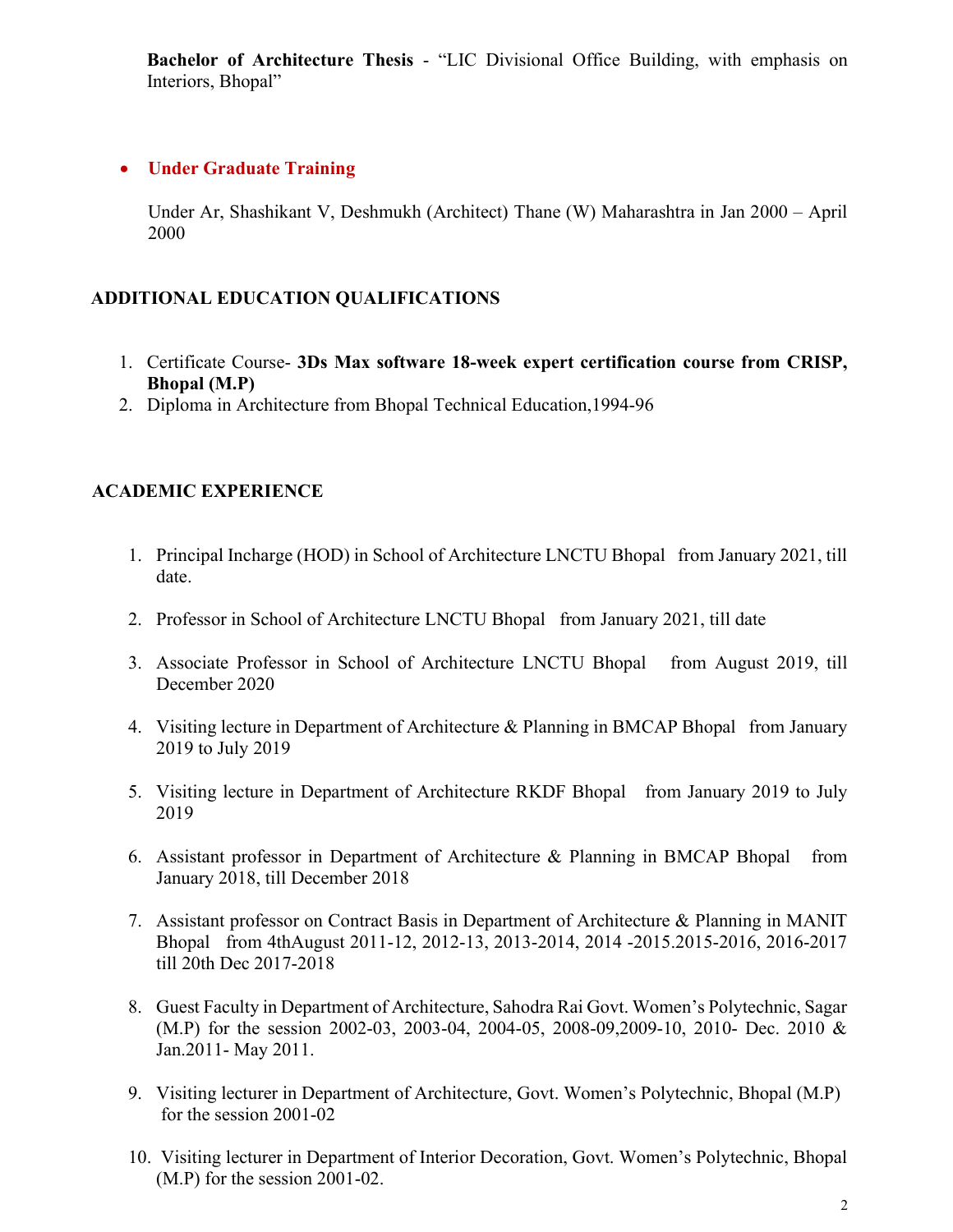**Bachelor of Architecture Thesis** - "LIC Divisional Office Building, with emphasis on Interiors, Bhopal"

- **Under Graduate Training**

  Under Ar, Shashikant V, Deshmukh (Architect) Thane (W) Maharashtra in Jan 2000 – April 2000

## ADDITIONAL EDUCATION QUALIFICATIONS

1. Certificate Course- **3Ds Max software 18-week expert certification course from CRISP, Bhopal (M.P)**
2. Diploma in Architecture from Bhopal Technical Education,1994-96

## ACADEMIC EXPERIENCE

1. Principal Incharge (HOD) in School of Architecture LNCTU Bhopal from January 2021, till date.
2. Professor in School of Architecture LNCTU Bhopal from January 2021, till date
3. Associate Professor in School of Architecture LNCTU Bhopal from August 2019, till December 2020
4. Visiting lecture in Department of Architecture & Planning in BMCAP Bhopal from January 2019 to July 2019
5. Visiting lecture in Department of Architecture RKDF Bhopal from January 2019 to July 2019
6. Assistant professor in Department of Architecture & Planning in BMCAP Bhopal from January 2018, till December 2018
7. Assistant professor on Contract Basis in Department of Architecture & Planning in MANIT Bhopal from 4thAugust 2011-12, 2012-13, 2013-2014, 2014 -2015.2015-2016, 2016-2017 till 20th Dec 2017-2018
8. Guest Faculty in Department of Architecture, Sahodra Rai Govt. Women's Polytechnic, Sagar (M.P) for the session 2002-03, 2003-04, 2004-05, 2008-09,2009-10, 2010- Dec. 2010 & Jan.2011- May 2011.
9. Visiting lecturer in Department of Architecture, Govt. Women's Polytechnic, Bhopal (M.P) for the session 2001-02
10. Visiting lecturer in Department of Interior Decoration, Govt. Women's Polytechnic, Bhopal (M.P) for the session 2001-02.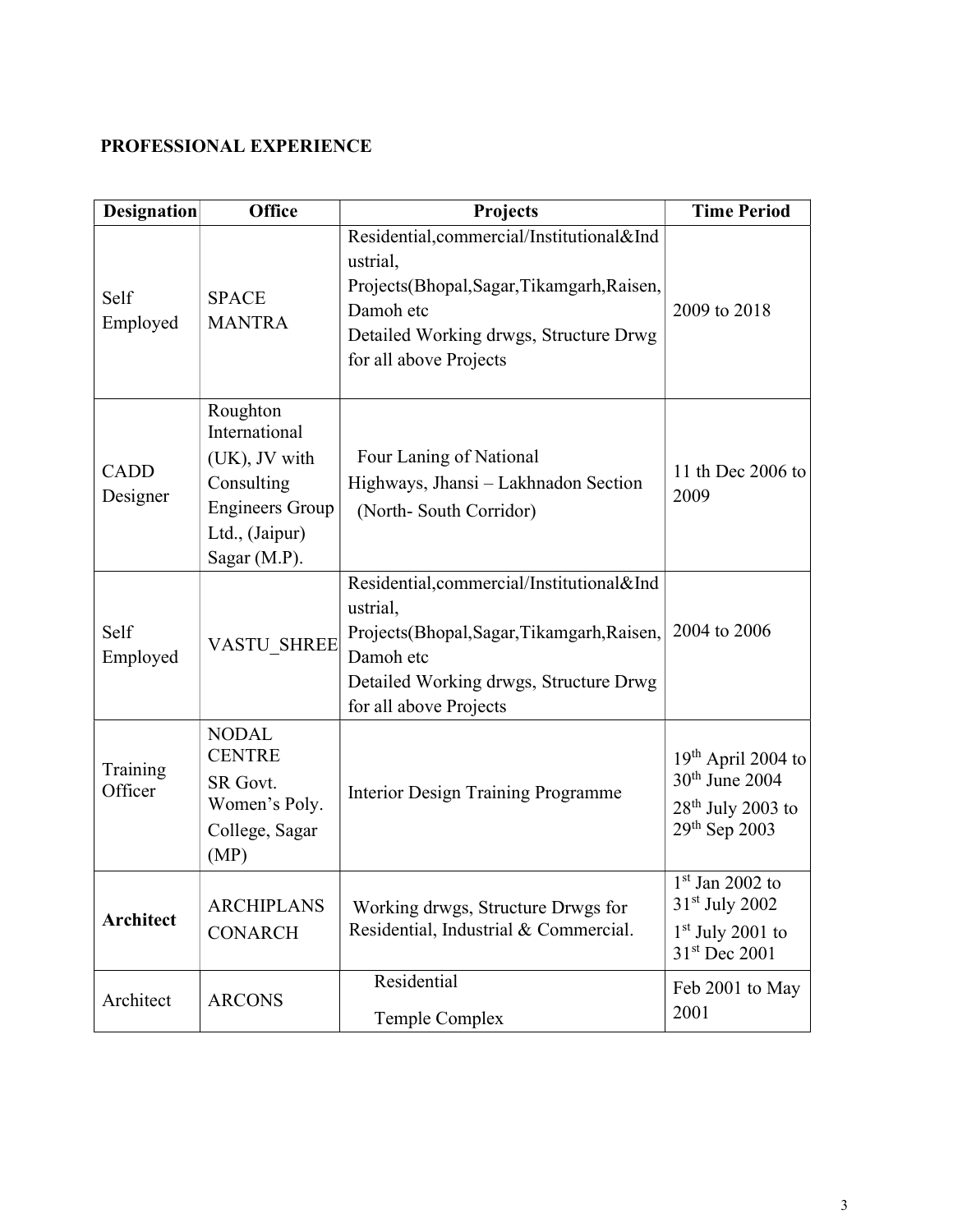**PROFESSIONAL EXPERIENCE**

| Designation | Office | Projects | Time Period |
|---|---|---|---|
| Self Employed | SPACE MANTRA | Residential,commercial/Institutional&Industrial, Projects(Bhopal,Sagar,Tikamgarh,Raisen, Damoh etc Detailed Working drwgs, Structure Drwg for all above Projects | 2009 to 2018 |
| CADD Designer | Roughton International (UK), JV with Consulting Engineers Group Ltd., (Jaipur) Sagar (M.P). | Four Laning of National Highways, Jhansi – Lakhnadon Section (North- South Corridor) | 11 th Dec 2006 to 2009 |
| Self Employed | VASTU_SHREE | Residential,commercial/Institutional&Industrial, Projects(Bhopal,Sagar,Tikamgarh,Raisen, Damoh etc Detailed Working drwgs, Structure Drwg for all above Projects | 2004 to 2006 |
| Training Officer | NODAL CENTRE SR Govt. Women's Poly. College, Sagar (MP) | Interior Design Training Programme | 19th April 2004 to 30th June 2004 28th July 2003 to 29th Sep 2003 |
| **Architect** | ARCHIPLANS CONARCH | Working drwgs, Structure Drwgs for Residential, Industrial & Commercial. | 1st Jan 2002 to 31st July 2002 1st July 2001 to 31st Dec 2001 |
| Architect | ARCONS | Residential Temple Complex | Feb 2001 to May 2001 |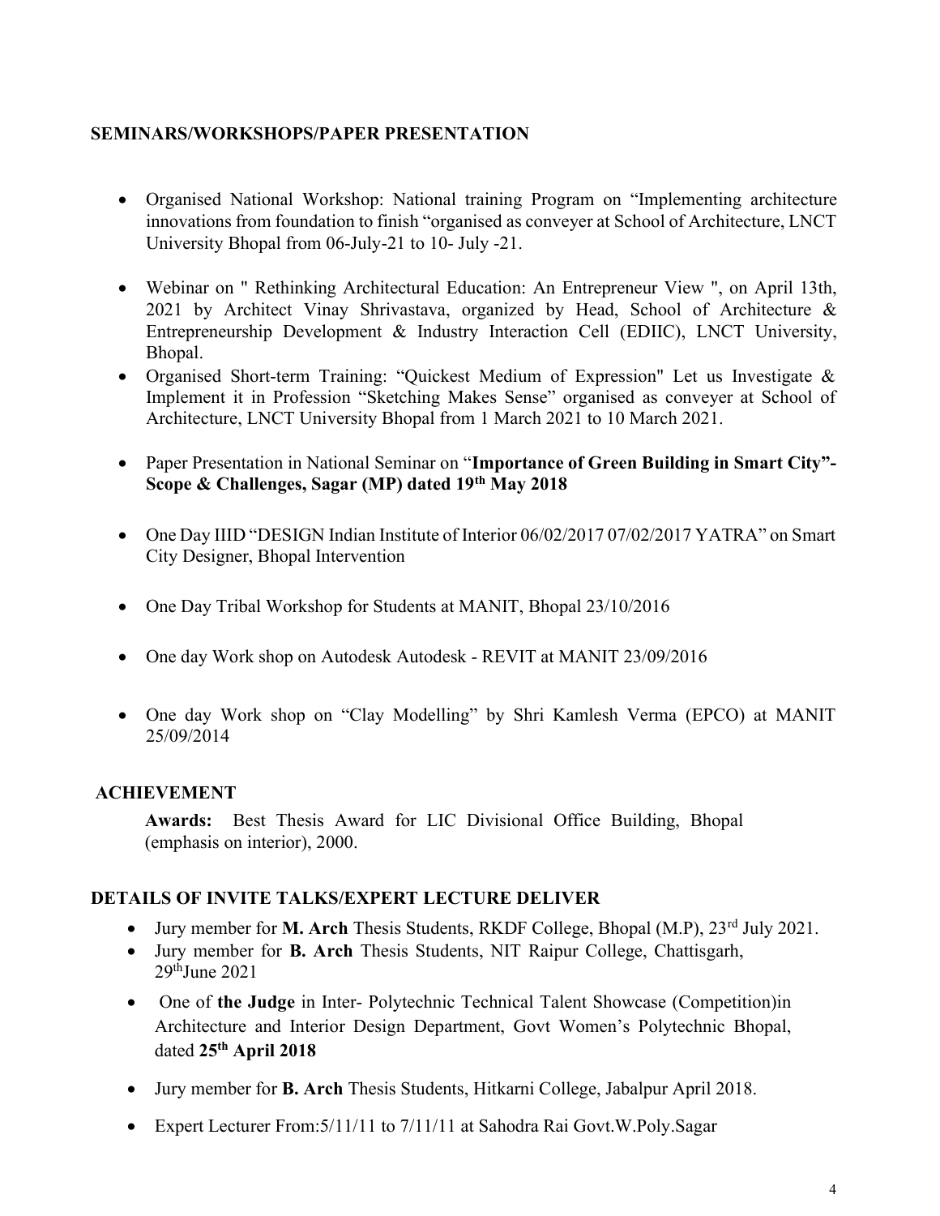## SEMINARS/WORKSHOPS/PAPER PRESENTATION

- Organised National Workshop: National training Program on "Implementing architecture innovations from foundation to finish "organised as conveyer at School of Architecture, LNCT University Bhopal from 06-July-21 to 10- July -21.
- Webinar on " Rethinking Architectural Education: An Entrepreneur View ", on April 13th, 2021 by Architect Vinay Shrivastava, organized by Head, School of Architecture & Entrepreneurship Development & Industry Interaction Cell (EDIIC), LNCT University, Bhopal.
- Organised Short-term Training: "Quickest Medium of Expression" Let us Investigate & Implement it in Profession "Sketching Makes Sense" organised as conveyer at School of Architecture, LNCT University Bhopal from 1 March 2021 to 10 March 2021.
- Paper Presentation in National Seminar on "**Importance of Green Building in Smart City"- Scope & Challenges, Sagar (MP) dated 19th May 2018**
- One Day IIID "DESIGN Indian Institute of Interior 06/02/2017 07/02/2017 YATRA" on Smart City Designer, Bhopal Intervention
- One Day Tribal Workshop for Students at MANIT, Bhopal 23/10/2016
- One day Work shop on Autodesk Autodesk - REVIT at MANIT 23/09/2016
- One day Work shop on "Clay Modelling" by Shri Kamlesh Verma (EPCO) at MANIT 25/09/2014

## ACHIEVEMENT

**Awards:** Best Thesis Award for LIC Divisional Office Building, Bhopal (emphasis on interior), 2000.

## DETAILS OF INVITE TALKS/EXPERT LECTURE DELIVER

- Jury member for **M. Arch** Thesis Students, RKDF College, Bhopal (M.P), 23rd July 2021.
- Jury member for **B. Arch** Thesis Students, NIT Raipur College, Chattisgarh, 29th June 2021
- One of **the Judge** in Inter- Polytechnic Technical Talent Showcase (Competition)in Architecture and Interior Design Department, Govt Women's Polytechnic Bhopal, dated **25th April 2018**
- Jury member for **B. Arch** Thesis Students, Hitkarni College, Jabalpur April 2018.
- Expert Lecturer From:5/11/11 to 7/11/11 at Sahodra Rai Govt.W.Poly.Sagar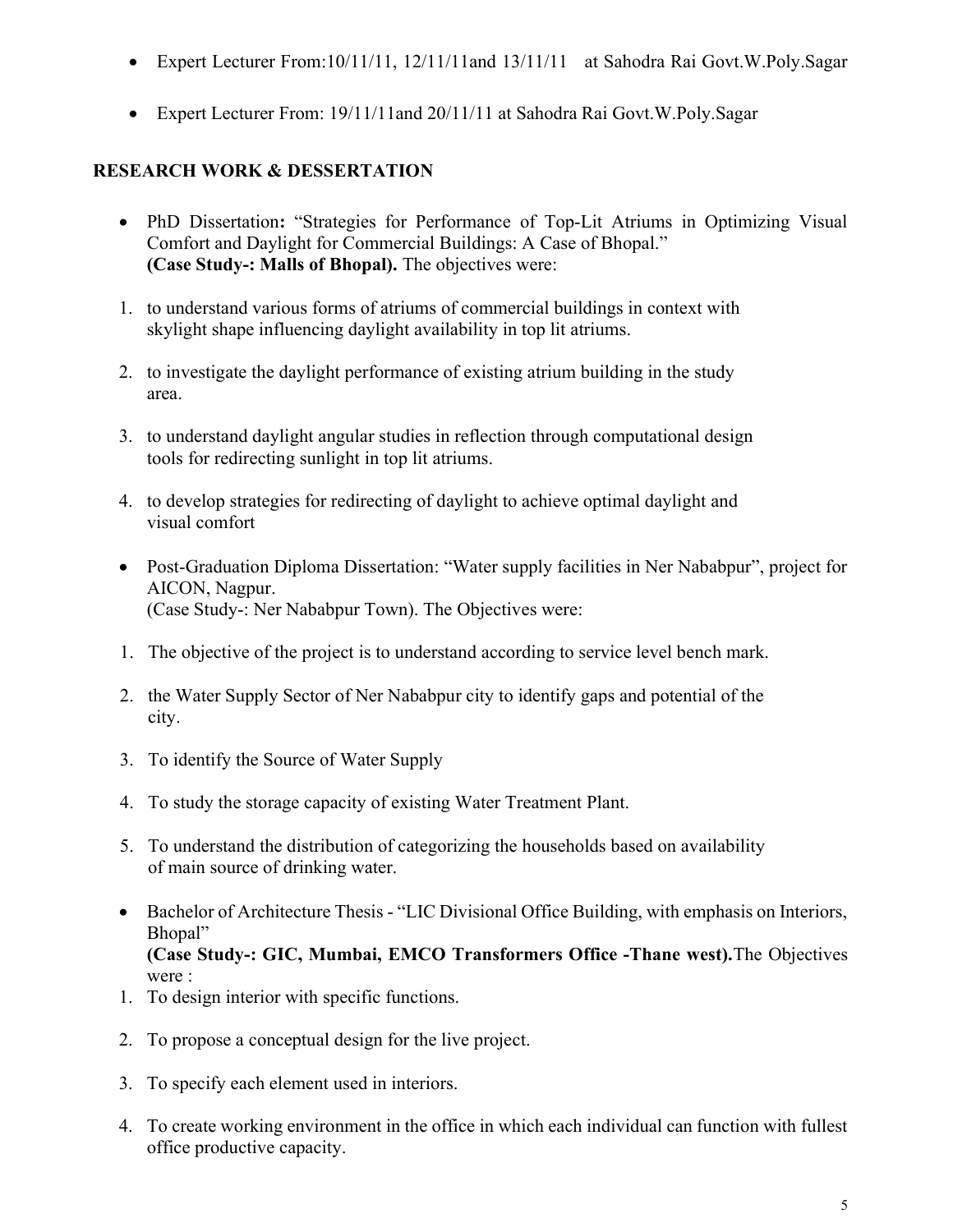- Expert Lecturer From:10/11/11, 12/11/11and 13/11/11 at Sahodra Rai Govt.W.Poly.Sagar
- Expert Lecturer From: 19/11/11and 20/11/11 at Sahodra Rai Govt.W.Poly.Sagar

**RESEARCH WORK & DESSERTATION**

- PhD Dissertation**:** "Strategies for Performance of Top-Lit Atriums in Optimizing Visual Comfort and Daylight for Commercial Buildings: A Case of Bhopal." **(Case Study-: Malls of Bhopal).** The objectives were:

1. to understand various forms of atriums of commercial buildings in context with skylight shape influencing daylight availability in top lit atriums.
2. to investigate the daylight performance of existing atrium building in the study area.
3. to understand daylight angular studies in reflection through computational design tools for redirecting sunlight in top lit atriums.
4. to develop strategies for redirecting of daylight to achieve optimal daylight and visual comfort

- Post-Graduation Diploma Dissertation: "Water supply facilities in Ner Nababpur", project for AICON, Nagpur. (Case Study-: Ner Nababpur Town). The Objectives were:

1. The objective of the project is to understand according to service level bench mark.
2. the Water Supply Sector of Ner Nababpur city to identify gaps and potential of the city.
3. To identify the Source of Water Supply
4. To study the storage capacity of existing Water Treatment Plant.
5. To understand the distribution of categorizing the households based on availability of main source of drinking water.

- Bachelor of Architecture Thesis - "LIC Divisional Office Building, with emphasis on Interiors, Bhopal" **(Case Study-: GIC, Mumbai, EMCO Transformers Office -Thane west).**The Objectives were :

1. To design interior with specific functions.
2. To propose a conceptual design for the live project.
3. To specify each element used in interiors.
4. To create working environment in the office in which each individual can function with fullest office productive capacity.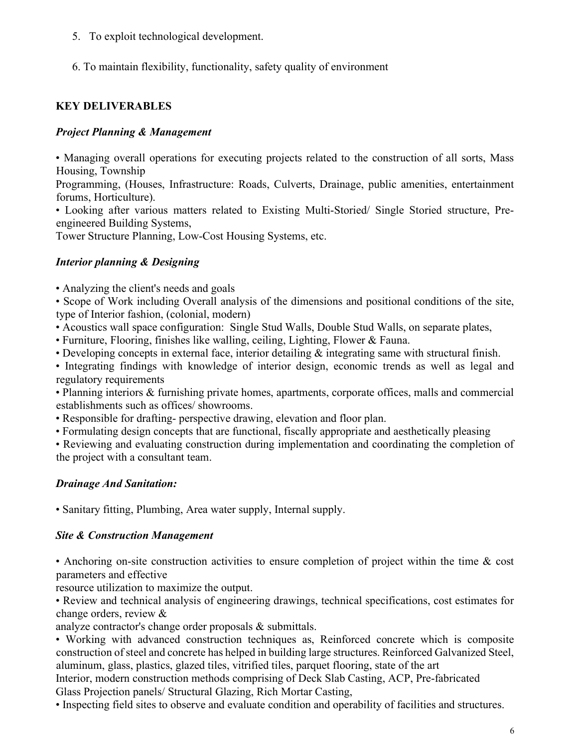5. To exploit technological development.

6. To maintain flexibility, functionality, safety quality of environment

## KEY DELIVERABLES

### *Project Planning & Management*

• Managing overall operations for executing projects related to the construction of all sorts, Mass Housing, Township Programming, (Houses, Infrastructure: Roads, Culverts, Drainage, public amenities, entertainment forums, Horticulture).

• Looking after various matters related to Existing Multi-Storied/ Single Storied structure, Pre-engineered Building Systems, Tower Structure Planning, Low-Cost Housing Systems, etc.

### *Interior planning & Designing*

• Analyzing the client's needs and goals

• Scope of Work including Overall analysis of the dimensions and positional conditions of the site, type of Interior fashion, (colonial, modern)

• Acoustics wall space configuration: Single Stud Walls, Double Stud Walls, on separate plates,

• Furniture, Flooring, finishes like walling, ceiling, Lighting, Flower & Fauna.

• Developing concepts in external face, interior detailing & integrating same with structural finish.

• Integrating findings with knowledge of interior design, economic trends as well as legal and regulatory requirements

• Planning interiors & furnishing private homes, apartments, corporate offices, malls and commercial establishments such as offices/ showrooms.

• Responsible for drafting- perspective drawing, elevation and floor plan.

• Formulating design concepts that are functional, fiscally appropriate and aesthetically pleasing

• Reviewing and evaluating construction during implementation and coordinating the completion of the project with a consultant team.

### *Drainage And Sanitation:*

• Sanitary fitting, Plumbing, Area water supply, Internal supply.

### *Site & Construction Management*

• Anchoring on-site construction activities to ensure completion of project within the time & cost parameters and effective resource utilization to maximize the output.

• Review and technical analysis of engineering drawings, technical specifications, cost estimates for change orders, review & analyze contractor's change order proposals & submittals.

• Working with advanced construction techniques as, Reinforced concrete which is composite construction of steel and concrete has helped in building large structures. Reinforced Galvanized Steel, aluminum, glass, plastics, glazed tiles, vitrified tiles, parquet flooring, state of the art Interior, modern construction methods comprising of Deck Slab Casting, ACP, Pre-fabricated Glass Projection panels/ Structural Glazing, Rich Mortar Casting,

• Inspecting field sites to observe and evaluate condition and operability of facilities and structures.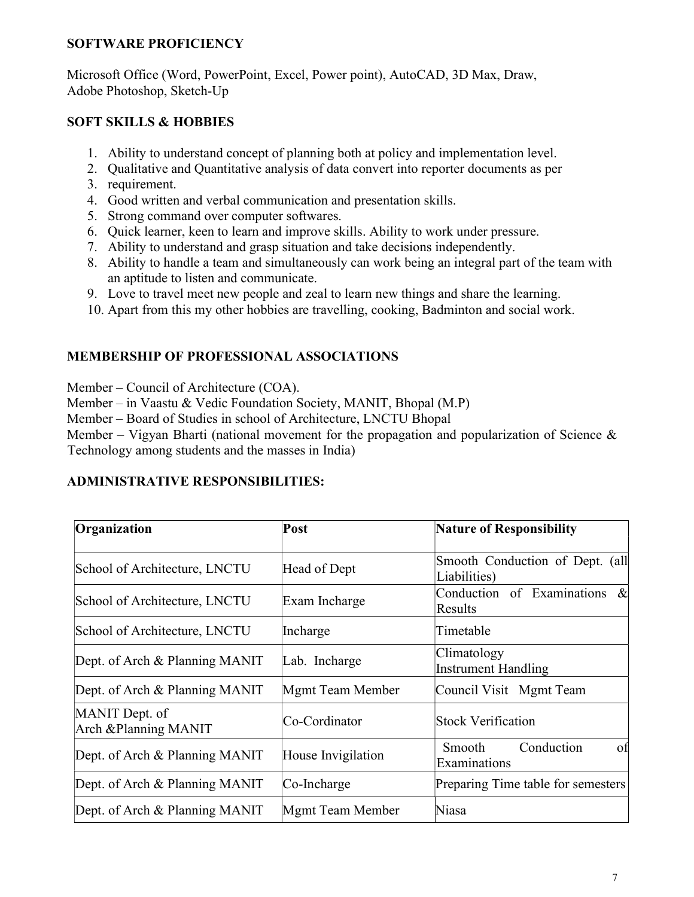## SOFTWARE PROFICIENCY

Microsoft Office (Word, PowerPoint, Excel, Power point), AutoCAD, 3D Max, Draw, Adobe Photoshop, Sketch-Up

## SOFT SKILLS & HOBBIES

1. Ability to understand concept of planning both at policy and implementation level.
2. Qualitative and Quantitative analysis of data convert into reporter documents as per
3. requirement.
4. Good written and verbal communication and presentation skills.
5. Strong command over computer softwares.
6. Quick learner, keen to learn and improve skills. Ability to work under pressure.
7. Ability to understand and grasp situation and take decisions independently.
8. Ability to handle a team and simultaneously can work being an integral part of the team with an aptitude to listen and communicate.
9. Love to travel meet new people and zeal to learn new things and share the learning.
10. Apart from this my other hobbies are travelling, cooking, Badminton and social work.

## MEMBERSHIP OF PROFESSIONAL ASSOCIATIONS

Member – Council of Architecture (COA).
Member – in Vaastu & Vedic Foundation Society, MANIT, Bhopal (M.P)
Member – Board of Studies in school of Architecture, LNCTU Bhopal
Member – Vigyan Bharti (national movement for the propagation and popularization of Science & Technology among students and the masses in India)

## ADMINISTRATIVE RESPONSIBILITIES:

| Organization | Post | Nature of Responsibility |
|---|---|---|
| School of Architecture, LNCTU | Head of Dept | Smooth Conduction of Dept. (all Liabilities) |
| School of Architecture, LNCTU | Exam Incharge | Conduction of Examinations & Results |
| School of Architecture, LNCTU | Incharge | Timetable |
| Dept. of Arch & Planning MANIT | Lab. Incharge | Climatology Instrument Handling |
| Dept. of Arch & Planning MANIT | Mgmt Team Member | Council Visit Mgmt Team |
| MANIT Dept. of Arch &Planning MANIT | Co-Cordinator | Stock Verification |
| Dept. of Arch & Planning MANIT | House Invigilation | Smooth Conduction of Examinations |
| Dept. of Arch & Planning MANIT | Co-Incharge | Preparing Time table for semesters |
| Dept. of Arch & Planning MANIT | Mgmt Team Member | Niasa |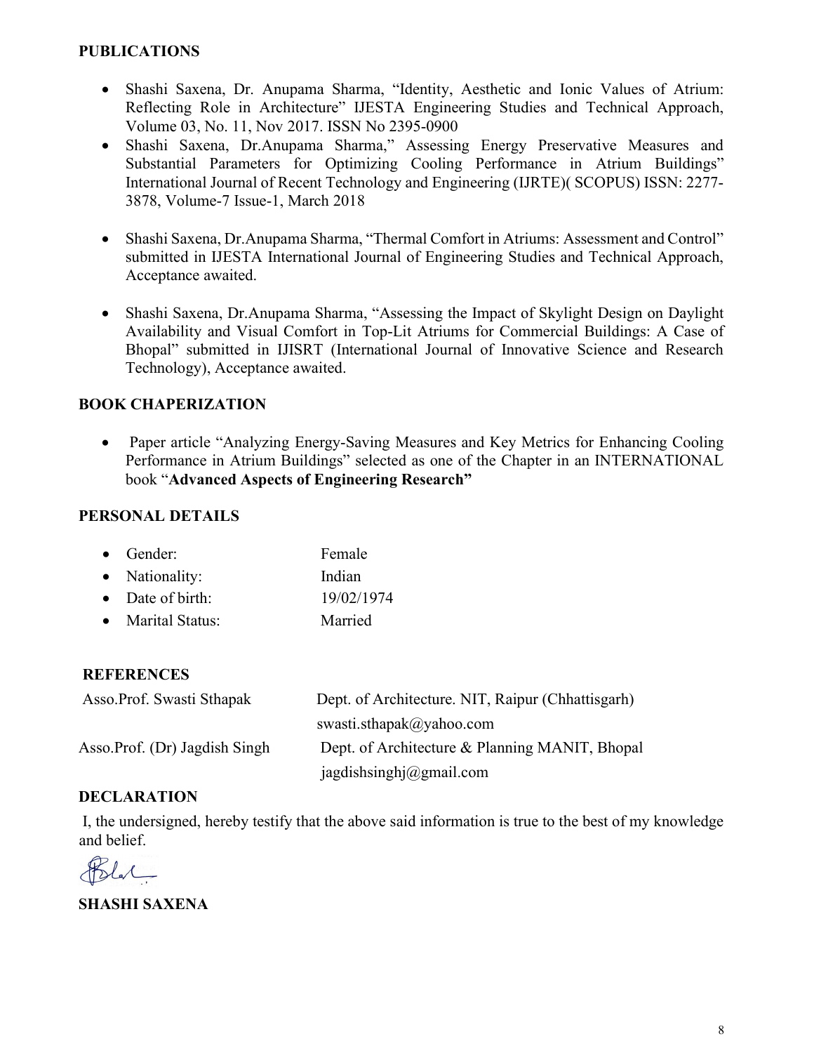## PUBLICATIONS

- Shashi Saxena, Dr. Anupama Sharma, "Identity, Aesthetic and Ionic Values of Atrium: Reflecting Role in Architecture" IJESTA Engineering Studies and Technical Approach, Volume 03, No. 11, Nov 2017. ISSN No 2395-0900
- Shashi Saxena, Dr.Anupama Sharma," Assessing Energy Preservative Measures and Substantial Parameters for Optimizing Cooling Performance in Atrium Buildings" International Journal of Recent Technology and Engineering (IJRTE)( SCOPUS) ISSN: 2277-3878, Volume-7 Issue-1, March 2018
- Shashi Saxena, Dr.Anupama Sharma, "Thermal Comfort in Atriums: Assessment and Control" submitted in IJESTA International Journal of Engineering Studies and Technical Approach, Acceptance awaited.
- Shashi Saxena, Dr.Anupama Sharma, "Assessing the Impact of Skylight Design on Daylight Availability and Visual Comfort in Top-Lit Atriums for Commercial Buildings: A Case of Bhopal" submitted in IJISRT (International Journal of Innovative Science and Research Technology), Acceptance awaited.

## BOOK CHAPERIZATION

- Paper article "Analyzing Energy-Saving Measures and Key Metrics for Enhancing Cooling Performance in Atrium Buildings" selected as one of the Chapter in an INTERNATIONAL book "**Advanced Aspects of Engineering Research"**

## PERSONAL DETAILS

- Gender: Female
- Nationality: Indian
- Date of birth: 19/02/1974
- Marital Status: Married

## REFERENCES

| | |
|---|---|
| Asso.Prof. Swasti Sthapak | Dept. of Architecture. NIT, Raipur (Chhattisgarh) |
| | swasti.sthapak@yahoo.com |
| Asso.Prof. (Dr) Jagdish Singh | Dept. of Architecture & Planning MANIT, Bhopal |
| | jagdishsinghj@gmail.com |

## DECLARATION

I, the undersigned, hereby testify that the above said information is true to the best of my knowledge and belief.

**SHASHI SAXENA**